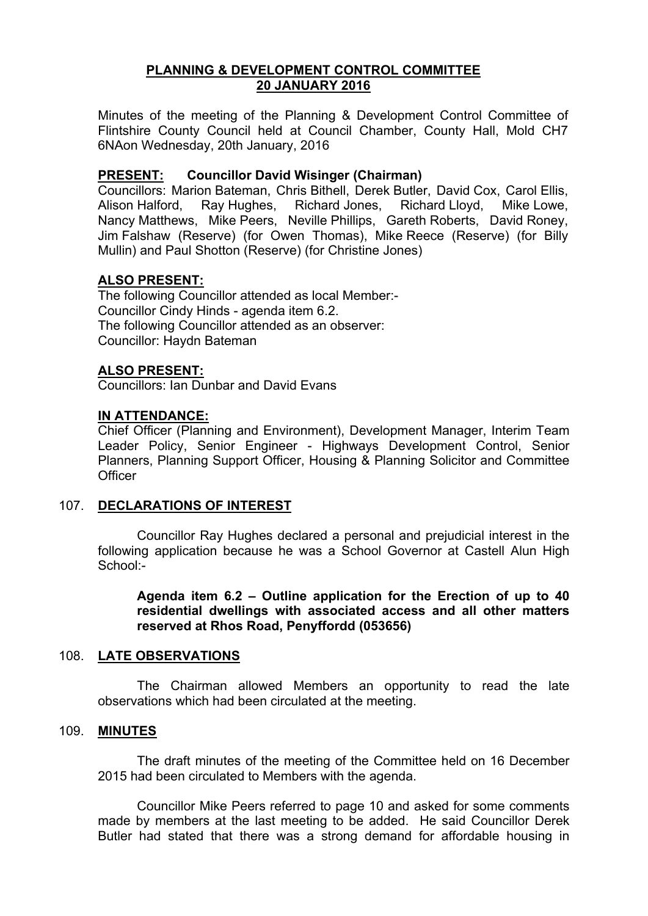# PLANNING & DEVELOPMENT CONTROL COMMITTEE
## 20 JANUARY 2016

Minutes of the meeting of the Planning & Development Control Committee of Flintshire County Council held at Council Chamber, County Hall, Mold CH7 6NAon Wednesday, 20th January, 2016

**PRESENT: Councillor David Wisinger (Chairman)**

Councillors: Marion Bateman, Chris Bithell, Derek Butler, David Cox, Carol Ellis, Alison Halford, Ray Hughes, Richard Jones, Richard Lloyd, Mike Lowe, Nancy Matthews, Mike Peers, Neville Phillips, Gareth Roberts, David Roney, Jim Falshaw (Reserve) (for Owen Thomas), Mike Reece (Reserve) (for Billy Mullin) and Paul Shotton (Reserve) (for Christine Jones)

**ALSO PRESENT:**

The following Councillor attended as local Member:-
Councillor Cindy Hinds - agenda item 6.2.
The following Councillor attended as an observer:
Councillor: Haydn Bateman

**ALSO PRESENT:**

Councillors: Ian Dunbar and David Evans

**IN ATTENDANCE:**

Chief Officer (Planning and Environment), Development Manager, Interim Team Leader Policy, Senior Engineer - Highways Development Control, Senior Planners, Planning Support Officer, Housing & Planning Solicitor and Committee Officer

### 107. DECLARATIONS OF INTEREST

Councillor Ray Hughes declared a personal and prejudicial interest in the following application because he was a School Governor at Castell Alun High School:-

**Agenda item 6.2 – Outline application for the Erection of up to 40 residential dwellings with associated access and all other matters reserved at Rhos Road, Penyffordd (053656)**

### 108. LATE OBSERVATIONS

The Chairman allowed Members an opportunity to read the late observations which had been circulated at the meeting.

### 109. MINUTES

The draft minutes of the meeting of the Committee held on 16 December 2015 had been circulated to Members with the agenda.

Councillor Mike Peers referred to page 10 and asked for some comments made by members at the last meeting to be added. He said Councillor Derek Butler had stated that there was a strong demand for affordable housing in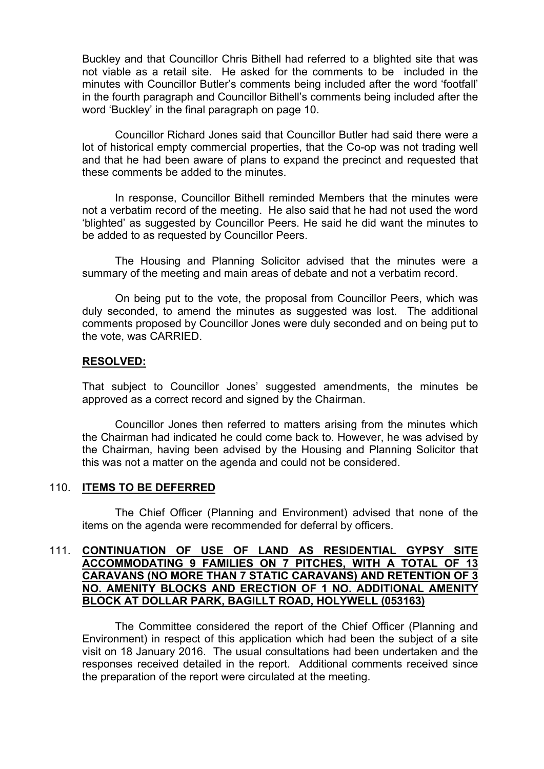Buckley and that Councillor Chris Bithell had referred to a blighted site that was not viable as a retail site. He asked for the comments to be included in the minutes with Councillor Butler's comments being included after the word 'footfall' in the fourth paragraph and Councillor Bithell's comments being included after the word 'Buckley' in the final paragraph on page 10.

Councillor Richard Jones said that Councillor Butler had said there were a lot of historical empty commercial properties, that the Co-op was not trading well and that he had been aware of plans to expand the precinct and requested that these comments be added to the minutes.

In response, Councillor Bithell reminded Members that the minutes were not a verbatim record of the meeting. He also said that he had not used the word 'blighted' as suggested by Councillor Peers. He said he did want the minutes to be added to as requested by Councillor Peers.

The Housing and Planning Solicitor advised that the minutes were a summary of the meeting and main areas of debate and not a verbatim record.

On being put to the vote, the proposal from Councillor Peers, which was duly seconded, to amend the minutes as suggested was lost. The additional comments proposed by Councillor Jones were duly seconded and on being put to the vote, was CARRIED.

**RESOLVED:**

That subject to Councillor Jones' suggested amendments, the minutes be approved as a correct record and signed by the Chairman.

Councillor Jones then referred to matters arising from the minutes which the Chairman had indicated he could come back to. However, he was advised by the Chairman, having been advised by the Housing and Planning Solicitor that this was not a matter on the agenda and could not be considered.

## 110. ITEMS TO BE DEFERRED

The Chief Officer (Planning and Environment) advised that none of the items on the agenda were recommended for deferral by officers.

## 111. CONTINUATION OF USE OF LAND AS RESIDENTIAL GYPSY SITE ACCOMMODATING 9 FAMILIES ON 7 PITCHES, WITH A TOTAL OF 13 CARAVANS (NO MORE THAN 7 STATIC CARAVANS) AND RETENTION OF 3 NO. AMENITY BLOCKS AND ERECTION OF 1 NO. ADDITIONAL AMENITY BLOCK AT DOLLAR PARK, BAGILLT ROAD, HOLYWELL (053163)

The Committee considered the report of the Chief Officer (Planning and Environment) in respect of this application which had been the subject of a site visit on 18 January 2016. The usual consultations had been undertaken and the responses received detailed in the report. Additional comments received since the preparation of the report were circulated at the meeting.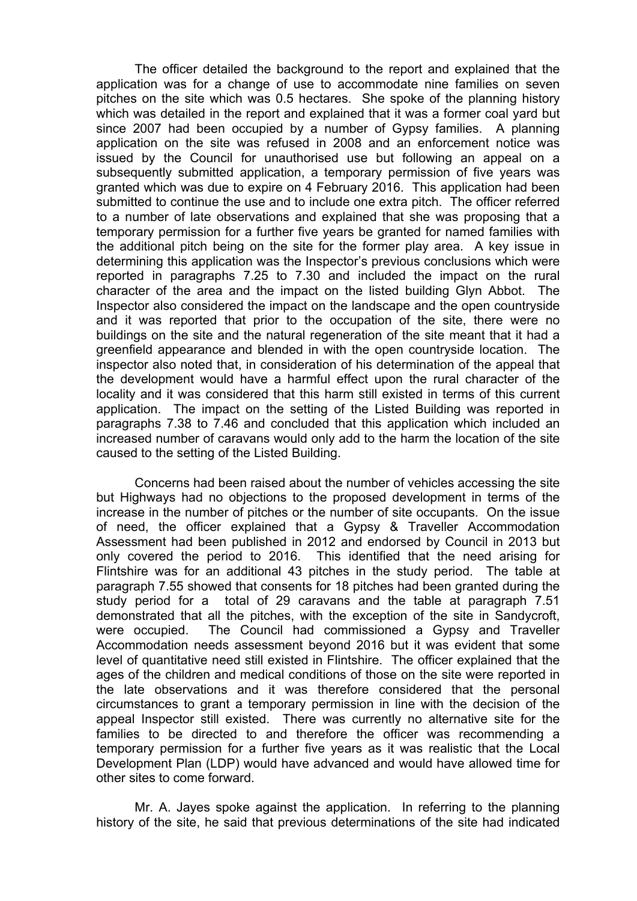The officer detailed the background to the report and explained that the application was for a change of use to accommodate nine families on seven pitches on the site which was 0.5 hectares. She spoke of the planning history which was detailed in the report and explained that it was a former coal yard but since 2007 had been occupied by a number of Gypsy families. A planning application on the site was refused in 2008 and an enforcement notice was issued by the Council for unauthorised use but following an appeal on a subsequently submitted application, a temporary permission of five years was granted which was due to expire on 4 February 2016. This application had been submitted to continue the use and to include one extra pitch. The officer referred to a number of late observations and explained that she was proposing that a temporary permission for a further five years be granted for named families with the additional pitch being on the site for the former play area. A key issue in determining this application was the Inspector's previous conclusions which were reported in paragraphs 7.25 to 7.30 and included the impact on the rural character of the area and the impact on the listed building Glyn Abbot. The Inspector also considered the impact on the landscape and the open countryside and it was reported that prior to the occupation of the site, there were no buildings on the site and the natural regeneration of the site meant that it had a greenfield appearance and blended in with the open countryside location. The inspector also noted that, in consideration of his determination of the appeal that the development would have a harmful effect upon the rural character of the locality and it was considered that this harm still existed in terms of this current application. The impact on the setting of the Listed Building was reported in paragraphs 7.38 to 7.46 and concluded that this application which included an increased number of caravans would only add to the harm the location of the site caused to the setting of the Listed Building.

Concerns had been raised about the number of vehicles accessing the site but Highways had no objections to the proposed development in terms of the increase in the number of pitches or the number of site occupants. On the issue of need, the officer explained that a Gypsy & Traveller Accommodation Assessment had been published in 2012 and endorsed by Council in 2013 but only covered the period to 2016. This identified that the need arising for Flintshire was for an additional 43 pitches in the study period. The table at paragraph 7.55 showed that consents for 18 pitches had been granted during the study period for a total of 29 caravans and the table at paragraph 7.51 demonstrated that all the pitches, with the exception of the site in Sandycroft, were occupied. The Council had commissioned a Gypsy and Traveller Accommodation needs assessment beyond 2016 but it was evident that some level of quantitative need still existed in Flintshire. The officer explained that the ages of the children and medical conditions of those on the site were reported in the late observations and it was therefore considered that the personal circumstances to grant a temporary permission in line with the decision of the appeal Inspector still existed. There was currently no alternative site for the families to be directed to and therefore the officer was recommending a temporary permission for a further five years as it was realistic that the Local Development Plan (LDP) would have advanced and would have allowed time for other sites to come forward.

Mr. A. Jayes spoke against the application. In referring to the planning history of the site, he said that previous determinations of the site had indicated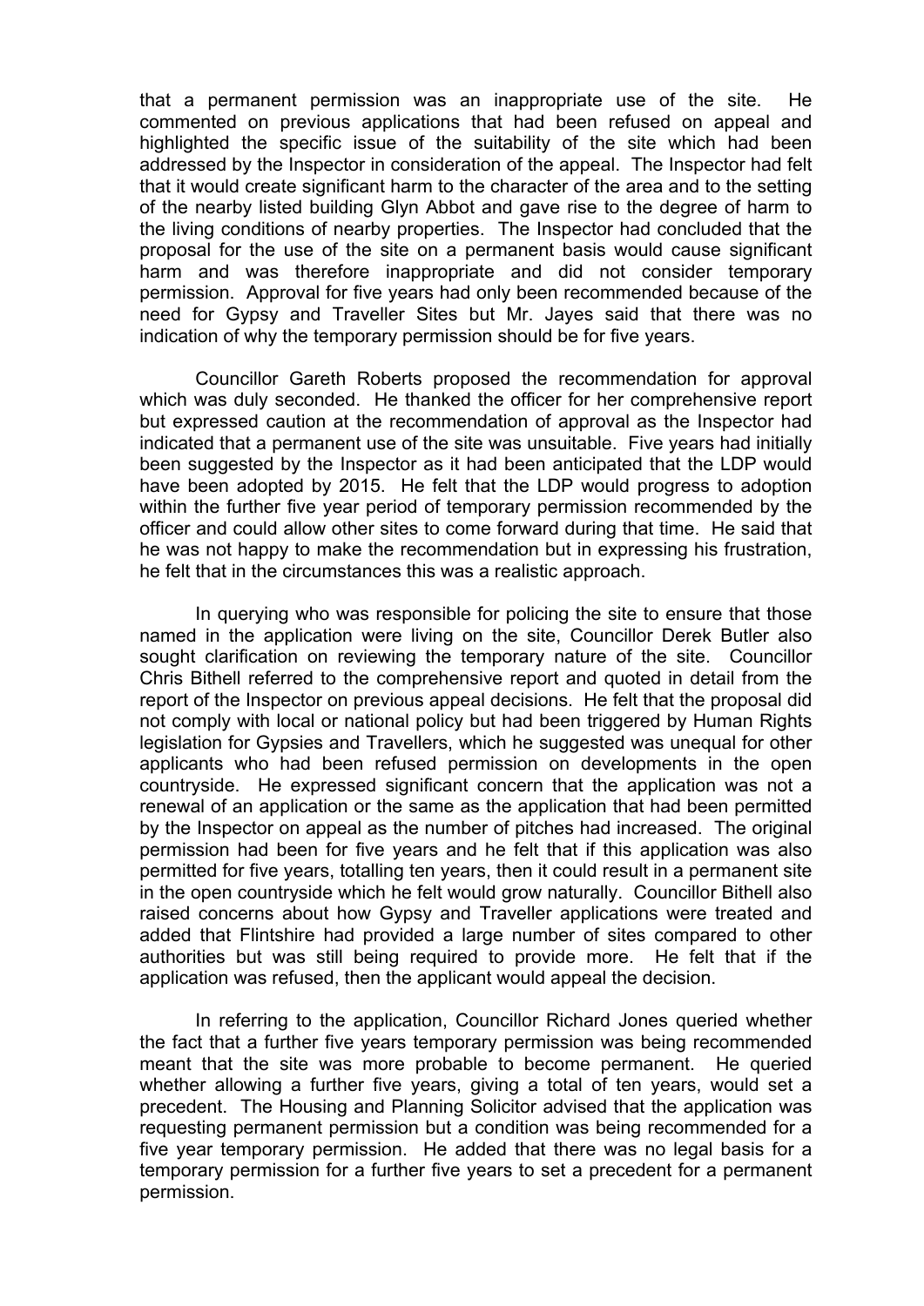that a permanent permission was an inappropriate use of the site. He commented on previous applications that had been refused on appeal and highlighted the specific issue of the suitability of the site which had been addressed by the Inspector in consideration of the appeal. The Inspector had felt that it would create significant harm to the character of the area and to the setting of the nearby listed building Glyn Abbot and gave rise to the degree of harm to the living conditions of nearby properties. The Inspector had concluded that the proposal for the use of the site on a permanent basis would cause significant harm and was therefore inappropriate and did not consider temporary permission. Approval for five years had only been recommended because of the need for Gypsy and Traveller Sites but Mr. Jayes said that there was no indication of why the temporary permission should be for five years.

Councillor Gareth Roberts proposed the recommendation for approval which was duly seconded. He thanked the officer for her comprehensive report but expressed caution at the recommendation of approval as the Inspector had indicated that a permanent use of the site was unsuitable. Five years had initially been suggested by the Inspector as it had been anticipated that the LDP would have been adopted by 2015. He felt that the LDP would progress to adoption within the further five year period of temporary permission recommended by the officer and could allow other sites to come forward during that time. He said that he was not happy to make the recommendation but in expressing his frustration, he felt that in the circumstances this was a realistic approach.

In querying who was responsible for policing the site to ensure that those named in the application were living on the site, Councillor Derek Butler also sought clarification on reviewing the temporary nature of the site. Councillor Chris Bithell referred to the comprehensive report and quoted in detail from the report of the Inspector on previous appeal decisions. He felt that the proposal did not comply with local or national policy but had been triggered by Human Rights legislation for Gypsies and Travellers, which he suggested was unequal for other applicants who had been refused permission on developments in the open countryside. He expressed significant concern that the application was not a renewal of an application or the same as the application that had been permitted by the Inspector on appeal as the number of pitches had increased. The original permission had been for five years and he felt that if this application was also permitted for five years, totalling ten years, then it could result in a permanent site in the open countryside which he felt would grow naturally. Councillor Bithell also raised concerns about how Gypsy and Traveller applications were treated and added that Flintshire had provided a large number of sites compared to other authorities but was still being required to provide more. He felt that if the application was refused, then the applicant would appeal the decision.

In referring to the application, Councillor Richard Jones queried whether the fact that a further five years temporary permission was being recommended meant that the site was more probable to become permanent. He queried whether allowing a further five years, giving a total of ten years, would set a precedent. The Housing and Planning Solicitor advised that the application was requesting permanent permission but a condition was being recommended for a five year temporary permission. He added that there was no legal basis for a temporary permission for a further five years to set a precedent for a permanent permission.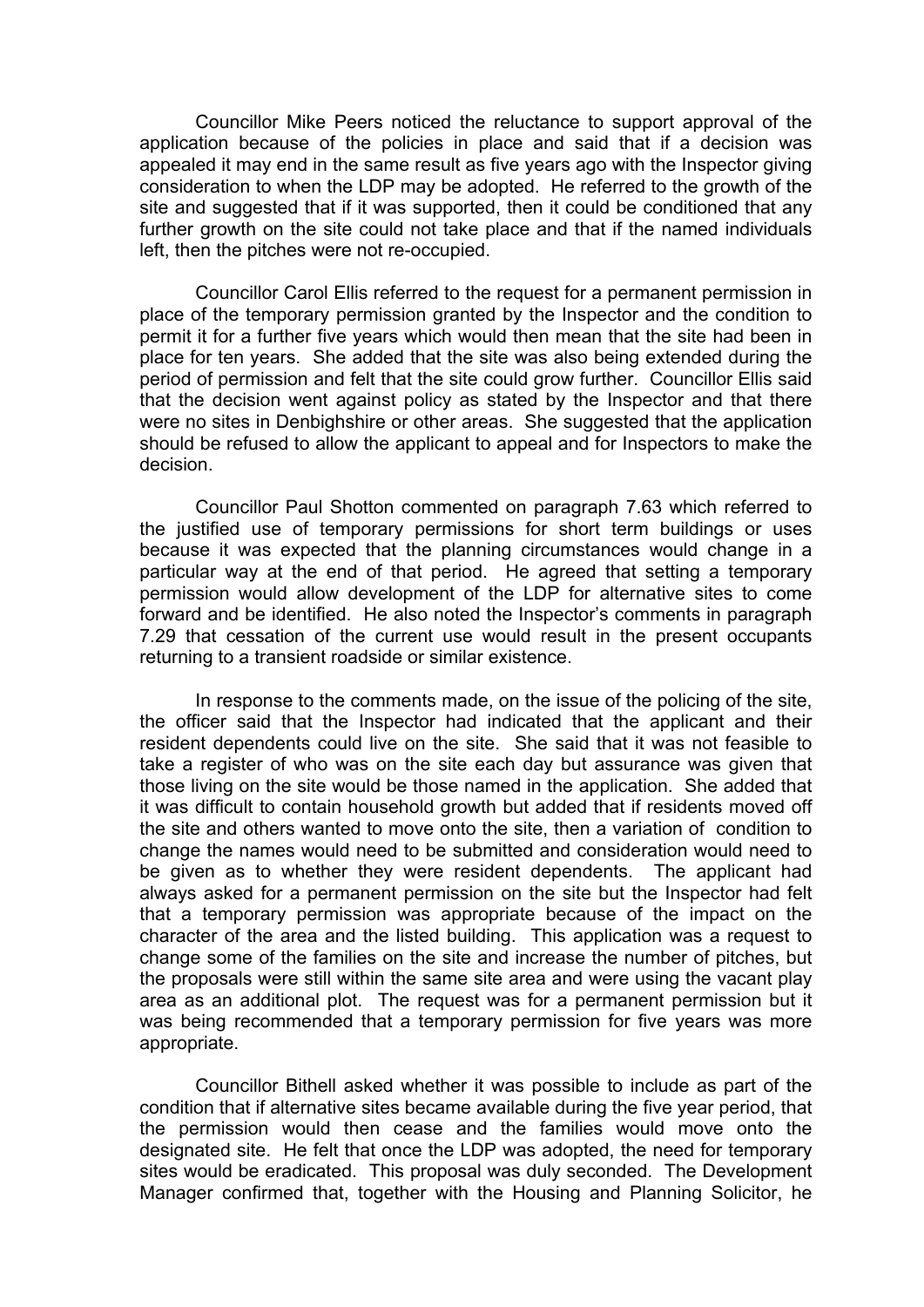Councillor Mike Peers noticed the reluctance to support approval of the application because of the policies in place and said that if a decision was appealed it may end in the same result as five years ago with the Inspector giving consideration to when the LDP may be adopted. He referred to the growth of the site and suggested that if it was supported, then it could be conditioned that any further growth on the site could not take place and that if the named individuals left, then the pitches were not re-occupied.

Councillor Carol Ellis referred to the request for a permanent permission in place of the temporary permission granted by the Inspector and the condition to permit it for a further five years which would then mean that the site had been in place for ten years. She added that the site was also being extended during the period of permission and felt that the site could grow further. Councillor Ellis said that the decision went against policy as stated by the Inspector and that there were no sites in Denbighshire or other areas. She suggested that the application should be refused to allow the applicant to appeal and for Inspectors to make the decision.

Councillor Paul Shotton commented on paragraph 7.63 which referred to the justified use of temporary permissions for short term buildings or uses because it was expected that the planning circumstances would change in a particular way at the end of that period. He agreed that setting a temporary permission would allow development of the LDP for alternative sites to come forward and be identified. He also noted the Inspector's comments in paragraph 7.29 that cessation of the current use would result in the present occupants returning to a transient roadside or similar existence.

In response to the comments made, on the issue of the policing of the site, the officer said that the Inspector had indicated that the applicant and their resident dependents could live on the site. She said that it was not feasible to take a register of who was on the site each day but assurance was given that those living on the site would be those named in the application. She added that it was difficult to contain household growth but added that if residents moved off the site and others wanted to move onto the site, then a variation of condition to change the names would need to be submitted and consideration would need to be given as to whether they were resident dependents. The applicant had always asked for a permanent permission on the site but the Inspector had felt that a temporary permission was appropriate because of the impact on the character of the area and the listed building. This application was a request to change some of the families on the site and increase the number of pitches, but the proposals were still within the same site area and were using the vacant play area as an additional plot. The request was for a permanent permission but it was being recommended that a temporary permission for five years was more appropriate.

Councillor Bithell asked whether it was possible to include as part of the condition that if alternative sites became available during the five year period, that the permission would then cease and the families would move onto the designated site. He felt that once the LDP was adopted, the need for temporary sites would be eradicated. This proposal was duly seconded. The Development Manager confirmed that, together with the Housing and Planning Solicitor, he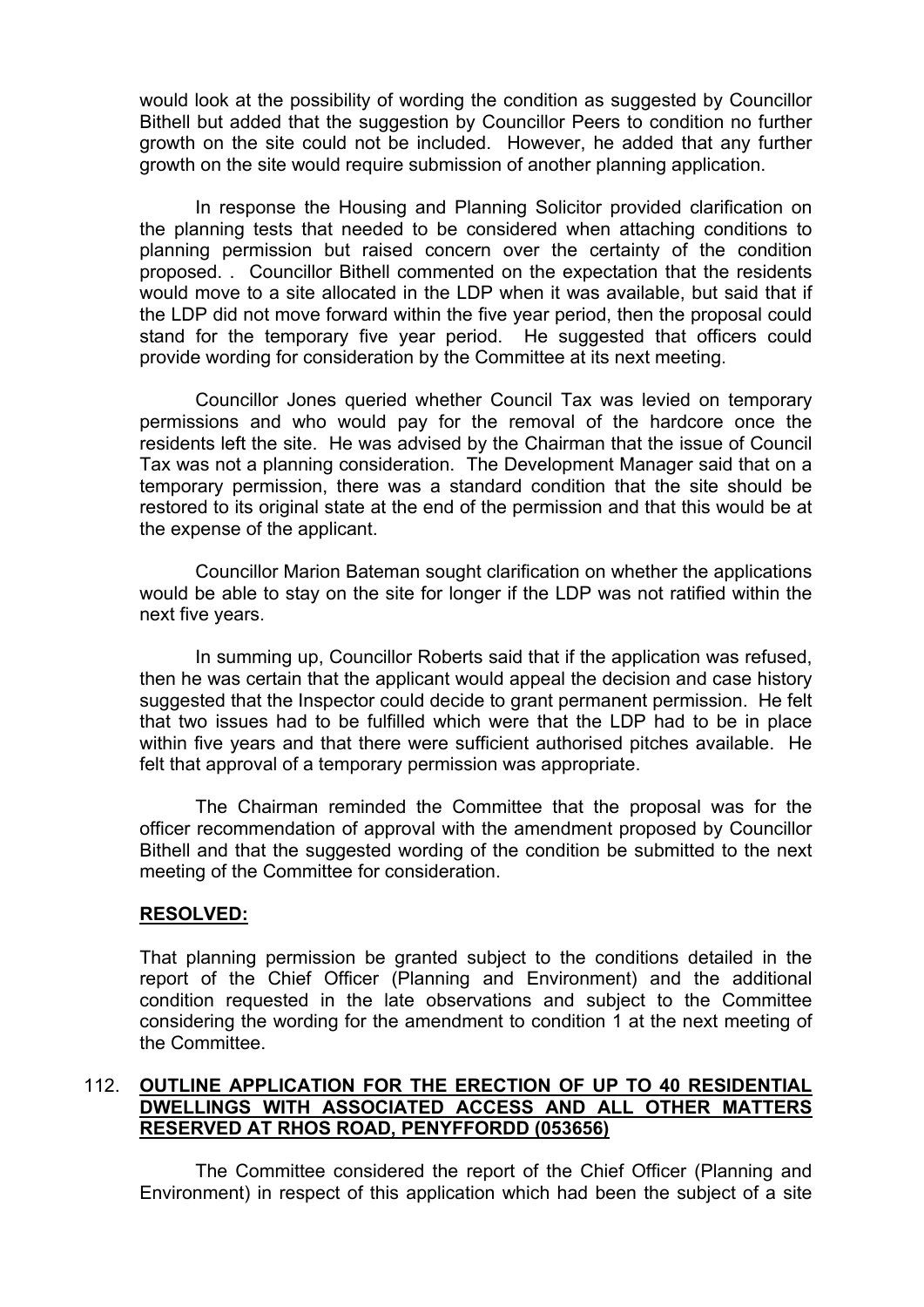would look at the possibility of wording the condition as suggested by Councillor Bithell but added that the suggestion by Councillor Peers to condition no further growth on the site could not be included. However, he added that any further growth on the site would require submission of another planning application.

In response the Housing and Planning Solicitor provided clarification on the planning tests that needed to be considered when attaching conditions to planning permission but raised concern over the certainty of the condition proposed. . Councillor Bithell commented on the expectation that the residents would move to a site allocated in the LDP when it was available, but said that if the LDP did not move forward within the five year period, then the proposal could stand for the temporary five year period. He suggested that officers could provide wording for consideration by the Committee at its next meeting.

Councillor Jones queried whether Council Tax was levied on temporary permissions and who would pay for the removal of the hardcore once the residents left the site. He was advised by the Chairman that the issue of Council Tax was not a planning consideration. The Development Manager said that on a temporary permission, there was a standard condition that the site should be restored to its original state at the end of the permission and that this would be at the expense of the applicant.

Councillor Marion Bateman sought clarification on whether the applications would be able to stay on the site for longer if the LDP was not ratified within the next five years.

In summing up, Councillor Roberts said that if the application was refused, then he was certain that the applicant would appeal the decision and case history suggested that the Inspector could decide to grant permanent permission. He felt that two issues had to be fulfilled which were that the LDP had to be in place within five years and that there were sufficient authorised pitches available. He felt that approval of a temporary permission was appropriate.

The Chairman reminded the Committee that the proposal was for the officer recommendation of approval with the amendment proposed by Councillor Bithell and that the suggested wording of the condition be submitted to the next meeting of the Committee for consideration.

**RESOLVED:**

That planning permission be granted subject to the conditions detailed in the report of the Chief Officer (Planning and Environment) and the additional condition requested in the late observations and subject to the Committee considering the wording for the amendment to condition 1 at the next meeting of the Committee.

## 112. OUTLINE APPLICATION FOR THE ERECTION OF UP TO 40 RESIDENTIAL DWELLINGS WITH ASSOCIATED ACCESS AND ALL OTHER MATTERS RESERVED AT RHOS ROAD, PENYFFORDD (053656)

The Committee considered the report of the Chief Officer (Planning and Environment) in respect of this application which had been the subject of a site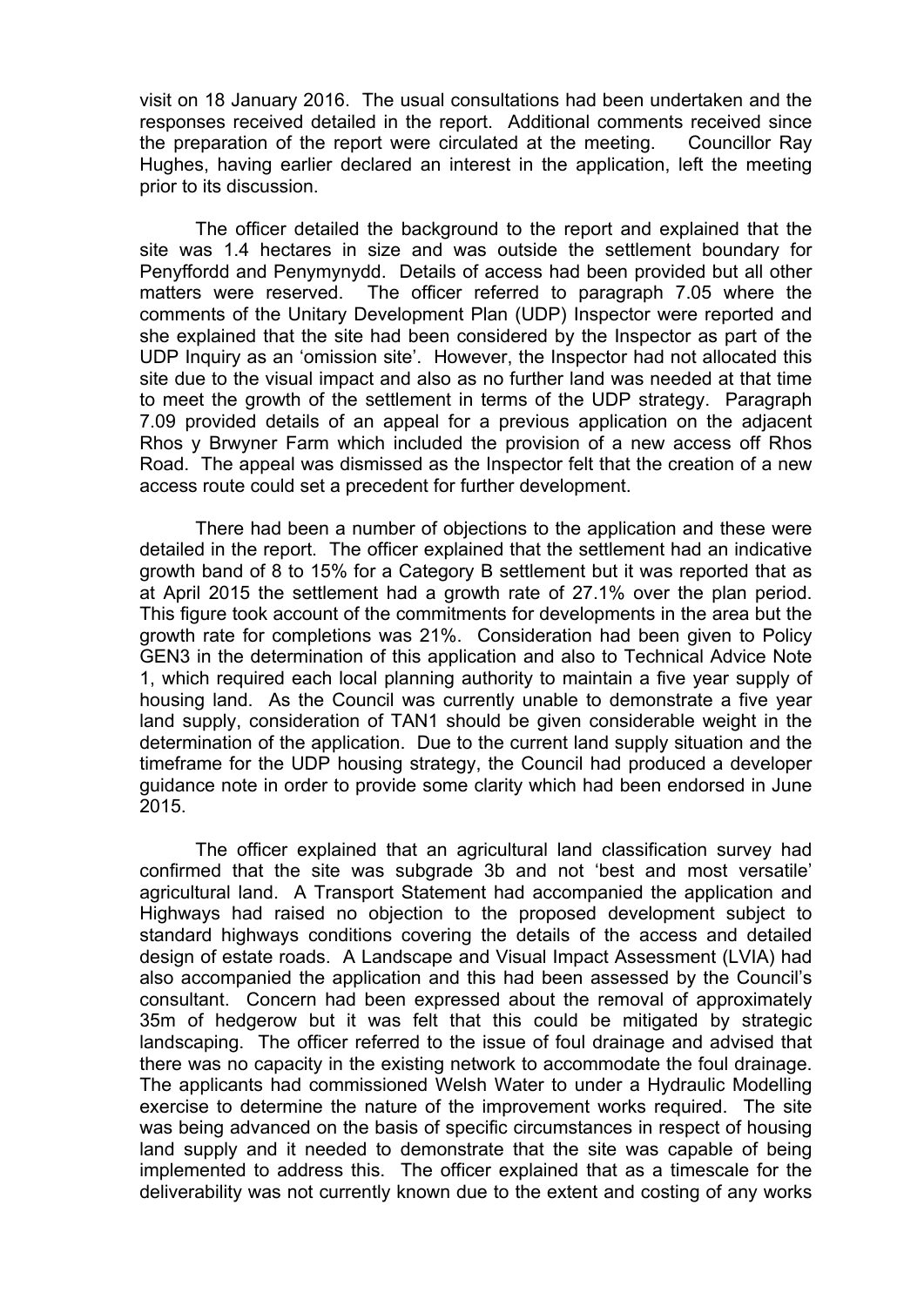visit on 18 January 2016. The usual consultations had been undertaken and the responses received detailed in the report. Additional comments received since the preparation of the report were circulated at the meeting. Councillor Ray Hughes, having earlier declared an interest in the application, left the meeting prior to its discussion.

The officer detailed the background to the report and explained that the site was 1.4 hectares in size and was outside the settlement boundary for Penyffordd and Penymynydd. Details of access had been provided but all other matters were reserved. The officer referred to paragraph 7.05 where the comments of the Unitary Development Plan (UDP) Inspector were reported and she explained that the site had been considered by the Inspector as part of the UDP Inquiry as an 'omission site'. However, the Inspector had not allocated this site due to the visual impact and also as no further land was needed at that time to meet the growth of the settlement in terms of the UDP strategy. Paragraph 7.09 provided details of an appeal for a previous application on the adjacent Rhos y Brwyner Farm which included the provision of a new access off Rhos Road. The appeal was dismissed as the Inspector felt that the creation of a new access route could set a precedent for further development.

There had been a number of objections to the application and these were detailed in the report. The officer explained that the settlement had an indicative growth band of 8 to 15% for a Category B settlement but it was reported that as at April 2015 the settlement had a growth rate of 27.1% over the plan period. This figure took account of the commitments for developments in the area but the growth rate for completions was 21%. Consideration had been given to Policy GEN3 in the determination of this application and also to Technical Advice Note 1, which required each local planning authority to maintain a five year supply of housing land. As the Council was currently unable to demonstrate a five year land supply, consideration of TAN1 should be given considerable weight in the determination of the application. Due to the current land supply situation and the timeframe for the UDP housing strategy, the Council had produced a developer guidance note in order to provide some clarity which had been endorsed in June 2015.

The officer explained that an agricultural land classification survey had confirmed that the site was subgrade 3b and not 'best and most versatile' agricultural land. A Transport Statement had accompanied the application and Highways had raised no objection to the proposed development subject to standard highways conditions covering the details of the access and detailed design of estate roads. A Landscape and Visual Impact Assessment (LVIA) had also accompanied the application and this had been assessed by the Council's consultant. Concern had been expressed about the removal of approximately 35m of hedgerow but it was felt that this could be mitigated by strategic landscaping. The officer referred to the issue of foul drainage and advised that there was no capacity in the existing network to accommodate the foul drainage. The applicants had commissioned Welsh Water to under a Hydraulic Modelling exercise to determine the nature of the improvement works required. The site was being advanced on the basis of specific circumstances in respect of housing land supply and it needed to demonstrate that the site was capable of being implemented to address this. The officer explained that as a timescale for the deliverability was not currently known due to the extent and costing of any works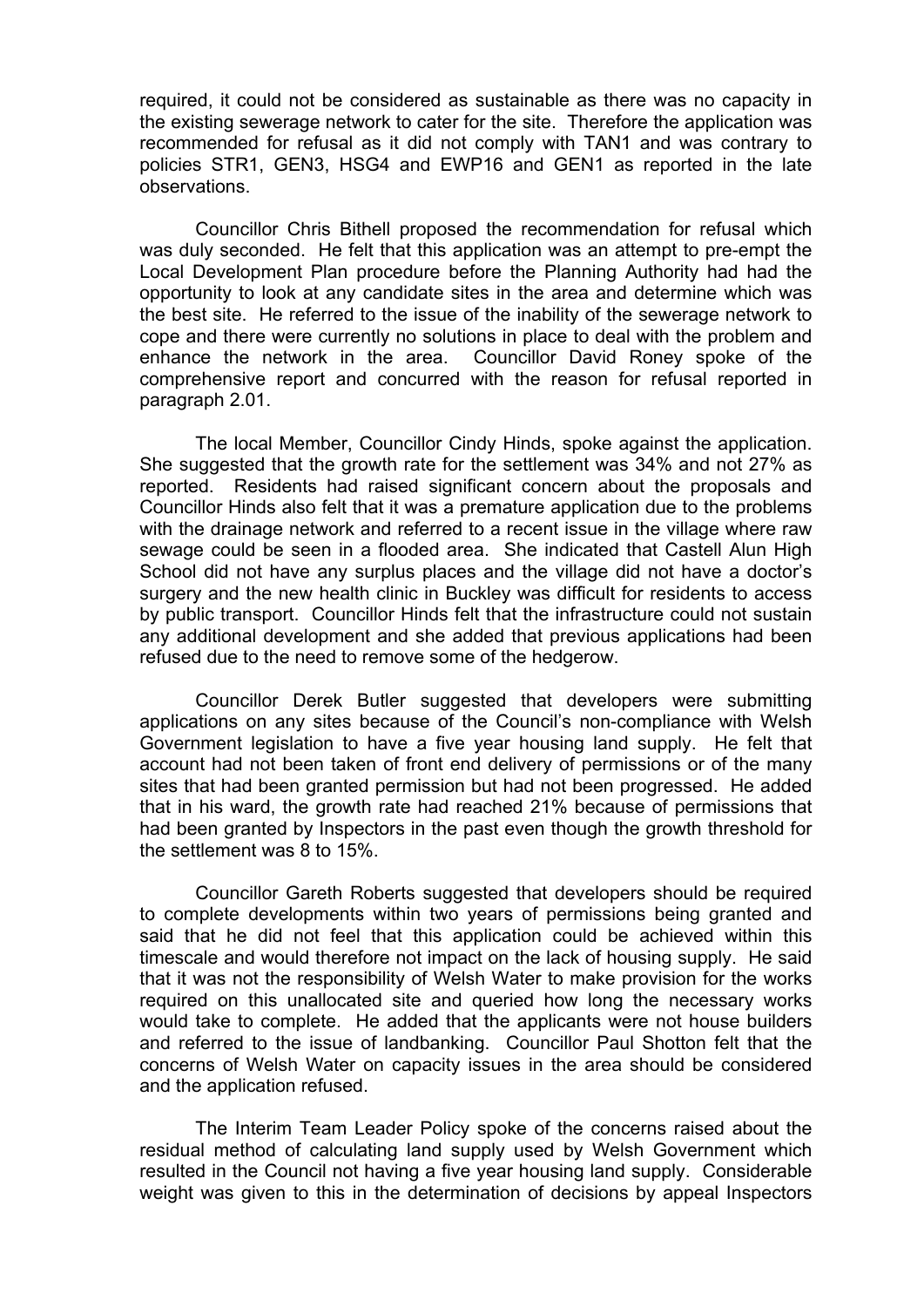required, it could not be considered as sustainable as there was no capacity in the existing sewerage network to cater for the site. Therefore the application was recommended for refusal as it did not comply with TAN1 and was contrary to policies STR1, GEN3, HSG4 and EWP16 and GEN1 as reported in the late observations.

Councillor Chris Bithell proposed the recommendation for refusal which was duly seconded. He felt that this application was an attempt to pre-empt the Local Development Plan procedure before the Planning Authority had had the opportunity to look at any candidate sites in the area and determine which was the best site. He referred to the issue of the inability of the sewerage network to cope and there were currently no solutions in place to deal with the problem and enhance the network in the area. Councillor David Roney spoke of the comprehensive report and concurred with the reason for refusal reported in paragraph 2.01.

The local Member, Councillor Cindy Hinds, spoke against the application. She suggested that the growth rate for the settlement was 34% and not 27% as reported. Residents had raised significant concern about the proposals and Councillor Hinds also felt that it was a premature application due to the problems with the drainage network and referred to a recent issue in the village where raw sewage could be seen in a flooded area. She indicated that Castell Alun High School did not have any surplus places and the village did not have a doctor's surgery and the new health clinic in Buckley was difficult for residents to access by public transport. Councillor Hinds felt that the infrastructure could not sustain any additional development and she added that previous applications had been refused due to the need to remove some of the hedgerow.

Councillor Derek Butler suggested that developers were submitting applications on any sites because of the Council's non-compliance with Welsh Government legislation to have a five year housing land supply. He felt that account had not been taken of front end delivery of permissions or of the many sites that had been granted permission but had not been progressed. He added that in his ward, the growth rate had reached 21% because of permissions that had been granted by Inspectors in the past even though the growth threshold for the settlement was 8 to 15%.

Councillor Gareth Roberts suggested that developers should be required to complete developments within two years of permissions being granted and said that he did not feel that this application could be achieved within this timescale and would therefore not impact on the lack of housing supply. He said that it was not the responsibility of Welsh Water to make provision for the works required on this unallocated site and queried how long the necessary works would take to complete. He added that the applicants were not house builders and referred to the issue of landbanking. Councillor Paul Shotton felt that the concerns of Welsh Water on capacity issues in the area should be considered and the application refused.

The Interim Team Leader Policy spoke of the concerns raised about the residual method of calculating land supply used by Welsh Government which resulted in the Council not having a five year housing land supply. Considerable weight was given to this in the determination of decisions by appeal Inspectors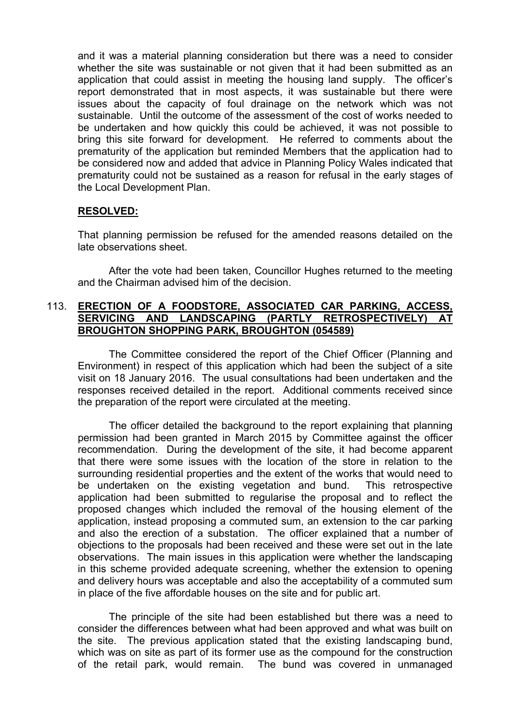and it was a material planning consideration but there was a need to consider whether the site was sustainable or not given that it had been submitted as an application that could assist in meeting the housing land supply. The officer's report demonstrated that in most aspects, it was sustainable but there were issues about the capacity of foul drainage on the network which was not sustainable. Until the outcome of the assessment of the cost of works needed to be undertaken and how quickly this could be achieved, it was not possible to bring this site forward for development. He referred to comments about the prematurity of the application but reminded Members that the application had to be considered now and added that advice in Planning Policy Wales indicated that prematurity could not be sustained as a reason for refusal in the early stages of the Local Development Plan.

**RESOLVED:**

That planning permission be refused for the amended reasons detailed on the late observations sheet.

After the vote had been taken, Councillor Hughes returned to the meeting and the Chairman advised him of the decision.

## 113. ERECTION OF A FOODSTORE, ASSOCIATED CAR PARKING, ACCESS, SERVICING AND LANDSCAPING (PARTLY RETROSPECTIVELY) AT BROUGHTON SHOPPING PARK, BROUGHTON (054589)

The Committee considered the report of the Chief Officer (Planning and Environment) in respect of this application which had been the subject of a site visit on 18 January 2016. The usual consultations had been undertaken and the responses received detailed in the report. Additional comments received since the preparation of the report were circulated at the meeting.

The officer detailed the background to the report explaining that planning permission had been granted in March 2015 by Committee against the officer recommendation. During the development of the site, it had become apparent that there were some issues with the location of the store in relation to the surrounding residential properties and the extent of the works that would need to be undertaken on the existing vegetation and bund. This retrospective application had been submitted to regularise the proposal and to reflect the proposed changes which included the removal of the housing element of the application, instead proposing a commuted sum, an extension to the car parking and also the erection of a substation. The officer explained that a number of objections to the proposals had been received and these were set out in the late observations. The main issues in this application were whether the landscaping in this scheme provided adequate screening, whether the extension to opening and delivery hours was acceptable and also the acceptability of a commuted sum in place of the five affordable houses on the site and for public art.

The principle of the site had been established but there was a need to consider the differences between what had been approved and what was built on the site. The previous application stated that the existing landscaping bund, which was on site as part of its former use as the compound for the construction of the retail park, would remain. The bund was covered in unmanaged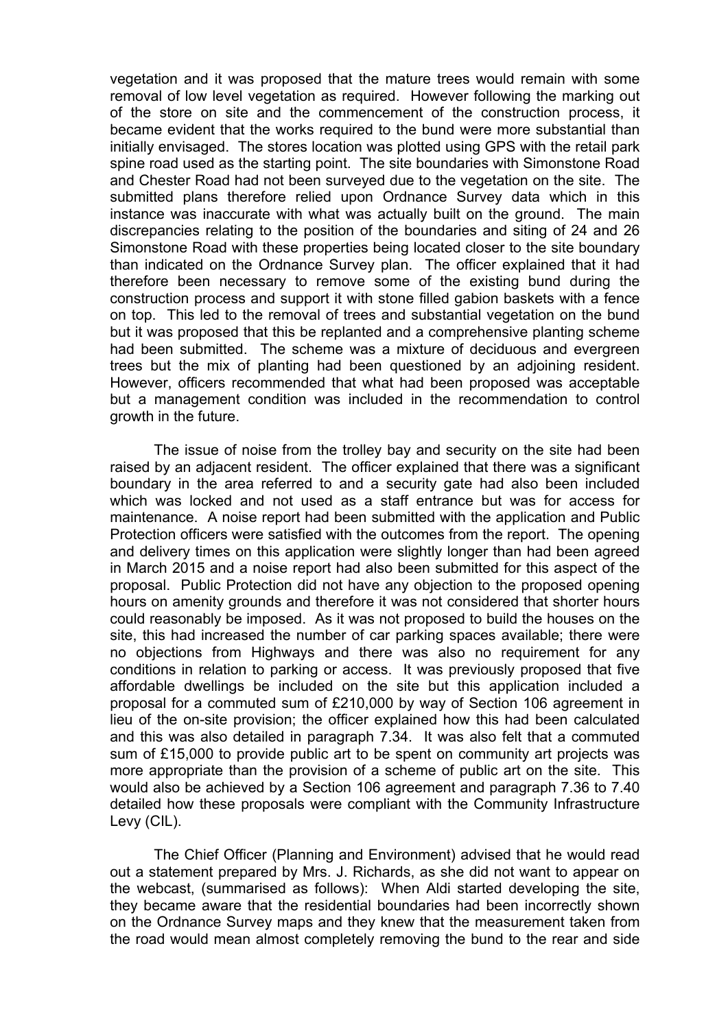vegetation and it was proposed that the mature trees would remain with some removal of low level vegetation as required. However following the marking out of the store on site and the commencement of the construction process, it became evident that the works required to the bund were more substantial than initially envisaged. The stores location was plotted using GPS with the retail park spine road used as the starting point. The site boundaries with Simonstone Road and Chester Road had not been surveyed due to the vegetation on the site. The submitted plans therefore relied upon Ordnance Survey data which in this instance was inaccurate with what was actually built on the ground. The main discrepancies relating to the position of the boundaries and siting of 24 and 26 Simonstone Road with these properties being located closer to the site boundary than indicated on the Ordnance Survey plan. The officer explained that it had therefore been necessary to remove some of the existing bund during the construction process and support it with stone filled gabion baskets with a fence on top. This led to the removal of trees and substantial vegetation on the bund but it was proposed that this be replanted and a comprehensive planting scheme had been submitted. The scheme was a mixture of deciduous and evergreen trees but the mix of planting had been questioned by an adjoining resident. However, officers recommended that what had been proposed was acceptable but a management condition was included in the recommendation to control growth in the future.

The issue of noise from the trolley bay and security on the site had been raised by an adjacent resident. The officer explained that there was a significant boundary in the area referred to and a security gate had also been included which was locked and not used as a staff entrance but was for access for maintenance. A noise report had been submitted with the application and Public Protection officers were satisfied with the outcomes from the report. The opening and delivery times on this application were slightly longer than had been agreed in March 2015 and a noise report had also been submitted for this aspect of the proposal. Public Protection did not have any objection to the proposed opening hours on amenity grounds and therefore it was not considered that shorter hours could reasonably be imposed. As it was not proposed to build the houses on the site, this had increased the number of car parking spaces available; there were no objections from Highways and there was also no requirement for any conditions in relation to parking or access. It was previously proposed that five affordable dwellings be included on the site but this application included a proposal for a commuted sum of £210,000 by way of Section 106 agreement in lieu of the on-site provision; the officer explained how this had been calculated and this was also detailed in paragraph 7.34. It was also felt that a commuted sum of £15,000 to provide public art to be spent on community art projects was more appropriate than the provision of a scheme of public art on the site. This would also be achieved by a Section 106 agreement and paragraph 7.36 to 7.40 detailed how these proposals were compliant with the Community Infrastructure Levy (CIL).

The Chief Officer (Planning and Environment) advised that he would read out a statement prepared by Mrs. J. Richards, as she did not want to appear on the webcast, (summarised as follows): When Aldi started developing the site, they became aware that the residential boundaries had been incorrectly shown on the Ordnance Survey maps and they knew that the measurement taken from the road would mean almost completely removing the bund to the rear and side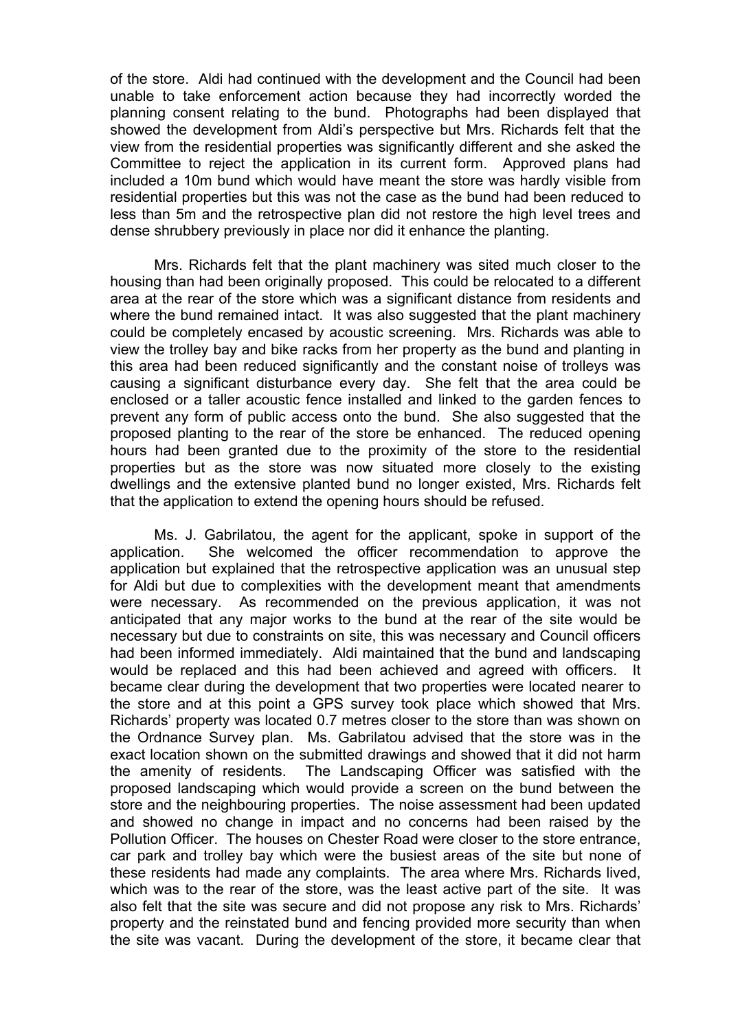of the store. Aldi had continued with the development and the Council had been unable to take enforcement action because they had incorrectly worded the planning consent relating to the bund. Photographs had been displayed that showed the development from Aldi's perspective but Mrs. Richards felt that the view from the residential properties was significantly different and she asked the Committee to reject the application in its current form. Approved plans had included a 10m bund which would have meant the store was hardly visible from residential properties but this was not the case as the bund had been reduced to less than 5m and the retrospective plan did not restore the high level trees and dense shrubbery previously in place nor did it enhance the planting.

Mrs. Richards felt that the plant machinery was sited much closer to the housing than had been originally proposed. This could be relocated to a different area at the rear of the store which was a significant distance from residents and where the bund remained intact. It was also suggested that the plant machinery could be completely encased by acoustic screening. Mrs. Richards was able to view the trolley bay and bike racks from her property as the bund and planting in this area had been reduced significantly and the constant noise of trolleys was causing a significant disturbance every day. She felt that the area could be enclosed or a taller acoustic fence installed and linked to the garden fences to prevent any form of public access onto the bund. She also suggested that the proposed planting to the rear of the store be enhanced. The reduced opening hours had been granted due to the proximity of the store to the residential properties but as the store was now situated more closely to the existing dwellings and the extensive planted bund no longer existed, Mrs. Richards felt that the application to extend the opening hours should be refused.

Ms. J. Gabrilatou, the agent for the applicant, spoke in support of the application. She welcomed the officer recommendation to approve the application but explained that the retrospective application was an unusual step for Aldi but due to complexities with the development meant that amendments were necessary. As recommended on the previous application, it was not anticipated that any major works to the bund at the rear of the site would be necessary but due to constraints on site, this was necessary and Council officers had been informed immediately. Aldi maintained that the bund and landscaping would be replaced and this had been achieved and agreed with officers. It became clear during the development that two properties were located nearer to the store and at this point a GPS survey took place which showed that Mrs. Richards' property was located 0.7 metres closer to the store than was shown on the Ordnance Survey plan. Ms. Gabrilatou advised that the store was in the exact location shown on the submitted drawings and showed that it did not harm the amenity of residents. The Landscaping Officer was satisfied with the proposed landscaping which would provide a screen on the bund between the store and the neighbouring properties. The noise assessment had been updated and showed no change in impact and no concerns had been raised by the Pollution Officer. The houses on Chester Road were closer to the store entrance, car park and trolley bay which were the busiest areas of the site but none of these residents had made any complaints. The area where Mrs. Richards lived, which was to the rear of the store, was the least active part of the site. It was also felt that the site was secure and did not propose any risk to Mrs. Richards' property and the reinstated bund and fencing provided more security than when the site was vacant. During the development of the store, it became clear that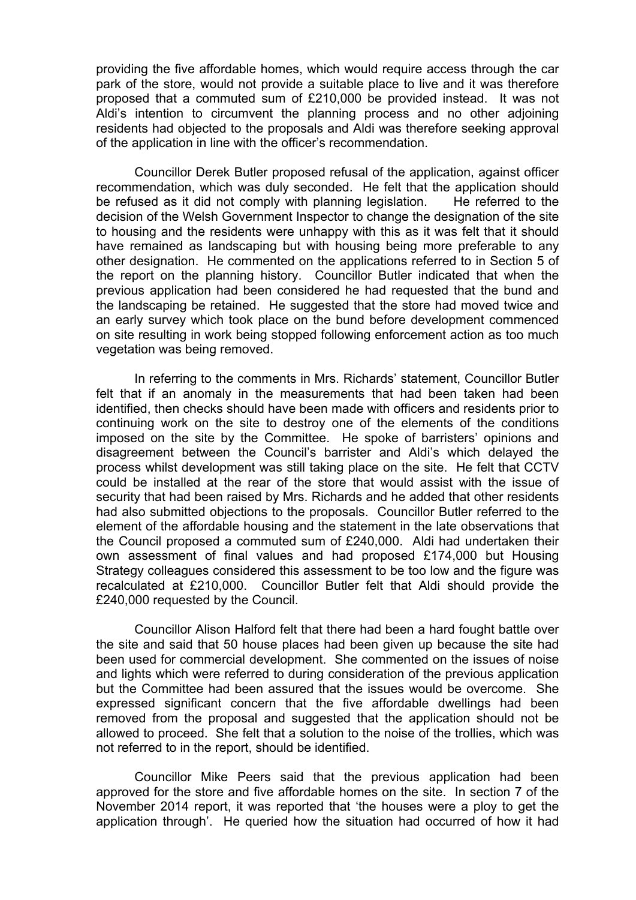providing the five affordable homes, which would require access through the car park of the store, would not provide a suitable place to live and it was therefore proposed that a commuted sum of £210,000 be provided instead. It was not Aldi's intention to circumvent the planning process and no other adjoining residents had objected to the proposals and Aldi was therefore seeking approval of the application in line with the officer's recommendation.

Councillor Derek Butler proposed refusal of the application, against officer recommendation, which was duly seconded. He felt that the application should be refused as it did not comply with planning legislation. He referred to the decision of the Welsh Government Inspector to change the designation of the site to housing and the residents were unhappy with this as it was felt that it should have remained as landscaping but with housing being more preferable to any other designation. He commented on the applications referred to in Section 5 of the report on the planning history. Councillor Butler indicated that when the previous application had been considered he had requested that the bund and the landscaping be retained. He suggested that the store had moved twice and an early survey which took place on the bund before development commenced on site resulting in work being stopped following enforcement action as too much vegetation was being removed.

In referring to the comments in Mrs. Richards' statement, Councillor Butler felt that if an anomaly in the measurements that had been taken had been identified, then checks should have been made with officers and residents prior to continuing work on the site to destroy one of the elements of the conditions imposed on the site by the Committee. He spoke of barristers' opinions and disagreement between the Council's barrister and Aldi's which delayed the process whilst development was still taking place on the site. He felt that CCTV could be installed at the rear of the store that would assist with the issue of security that had been raised by Mrs. Richards and he added that other residents had also submitted objections to the proposals. Councillor Butler referred to the element of the affordable housing and the statement in the late observations that the Council proposed a commuted sum of £240,000. Aldi had undertaken their own assessment of final values and had proposed £174,000 but Housing Strategy colleagues considered this assessment to be too low and the figure was recalculated at £210,000. Councillor Butler felt that Aldi should provide the £240,000 requested by the Council.

Councillor Alison Halford felt that there had been a hard fought battle over the site and said that 50 house places had been given up because the site had been used for commercial development. She commented on the issues of noise and lights which were referred to during consideration of the previous application but the Committee had been assured that the issues would be overcome. She expressed significant concern that the five affordable dwellings had been removed from the proposal and suggested that the application should not be allowed to proceed. She felt that a solution to the noise of the trollies, which was not referred to in the report, should be identified.

Councillor Mike Peers said that the previous application had been approved for the store and five affordable homes on the site. In section 7 of the November 2014 report, it was reported that 'the houses were a ploy to get the application through'. He queried how the situation had occurred of how it had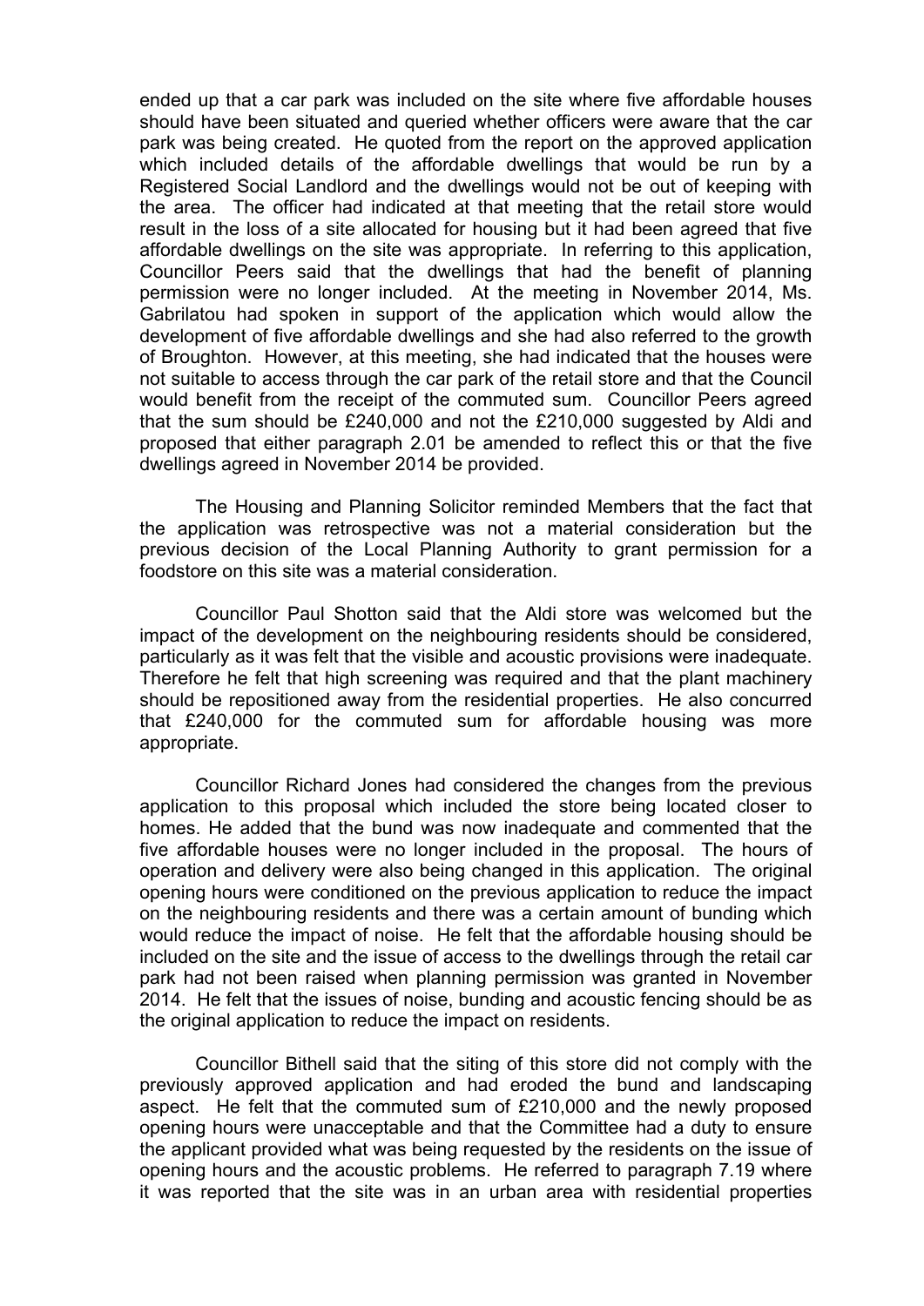ended up that a car park was included on the site where five affordable houses should have been situated and queried whether officers were aware that the car park was being created. He quoted from the report on the approved application which included details of the affordable dwellings that would be run by a Registered Social Landlord and the dwellings would not be out of keeping with the area. The officer had indicated at that meeting that the retail store would result in the loss of a site allocated for housing but it had been agreed that five affordable dwellings on the site was appropriate. In referring to this application, Councillor Peers said that the dwellings that had the benefit of planning permission were no longer included. At the meeting in November 2014, Ms. Gabrilatou had spoken in support of the application which would allow the development of five affordable dwellings and she had also referred to the growth of Broughton. However, at this meeting, she had indicated that the houses were not suitable to access through the car park of the retail store and that the Council would benefit from the receipt of the commuted sum. Councillor Peers agreed that the sum should be £240,000 and not the £210,000 suggested by Aldi and proposed that either paragraph 2.01 be amended to reflect this or that the five dwellings agreed in November 2014 be provided.

The Housing and Planning Solicitor reminded Members that the fact that the application was retrospective was not a material consideration but the previous decision of the Local Planning Authority to grant permission for a foodstore on this site was a material consideration.

Councillor Paul Shotton said that the Aldi store was welcomed but the impact of the development on the neighbouring residents should be considered, particularly as it was felt that the visible and acoustic provisions were inadequate. Therefore he felt that high screening was required and that the plant machinery should be repositioned away from the residential properties. He also concurred that £240,000 for the commuted sum for affordable housing was more appropriate.

Councillor Richard Jones had considered the changes from the previous application to this proposal which included the store being located closer to homes. He added that the bund was now inadequate and commented that the five affordable houses were no longer included in the proposal. The hours of operation and delivery were also being changed in this application. The original opening hours were conditioned on the previous application to reduce the impact on the neighbouring residents and there was a certain amount of bunding which would reduce the impact of noise. He felt that the affordable housing should be included on the site and the issue of access to the dwellings through the retail car park had not been raised when planning permission was granted in November 2014. He felt that the issues of noise, bunding and acoustic fencing should be as the original application to reduce the impact on residents.

Councillor Bithell said that the siting of this store did not comply with the previously approved application and had eroded the bund and landscaping aspect. He felt that the commuted sum of £210,000 and the newly proposed opening hours were unacceptable and that the Committee had a duty to ensure the applicant provided what was being requested by the residents on the issue of opening hours and the acoustic problems. He referred to paragraph 7.19 where it was reported that the site was in an urban area with residential properties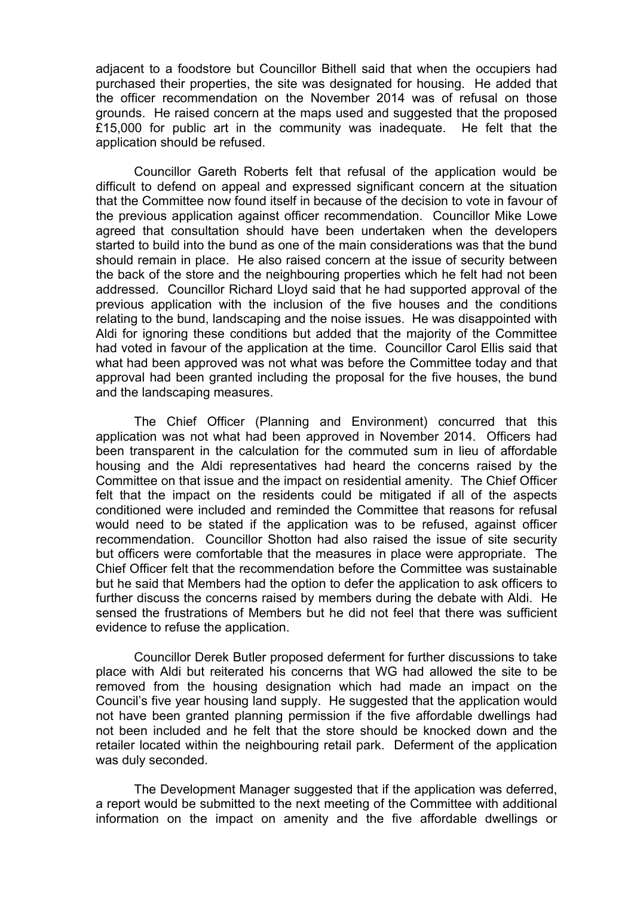adjacent to a foodstore but Councillor Bithell said that when the occupiers had purchased their properties, the site was designated for housing. He added that the officer recommendation on the November 2014 was of refusal on those grounds. He raised concern at the maps used and suggested that the proposed £15,000 for public art in the community was inadequate. He felt that the application should be refused.

Councillor Gareth Roberts felt that refusal of the application would be difficult to defend on appeal and expressed significant concern at the situation that the Committee now found itself in because of the decision to vote in favour of the previous application against officer recommendation. Councillor Mike Lowe agreed that consultation should have been undertaken when the developers started to build into the bund as one of the main considerations was that the bund should remain in place. He also raised concern at the issue of security between the back of the store and the neighbouring properties which he felt had not been addressed. Councillor Richard Lloyd said that he had supported approval of the previous application with the inclusion of the five houses and the conditions relating to the bund, landscaping and the noise issues. He was disappointed with Aldi for ignoring these conditions but added that the majority of the Committee had voted in favour of the application at the time. Councillor Carol Ellis said that what had been approved was not what was before the Committee today and that approval had been granted including the proposal for the five houses, the bund and the landscaping measures.

The Chief Officer (Planning and Environment) concurred that this application was not what had been approved in November 2014. Officers had been transparent in the calculation for the commuted sum in lieu of affordable housing and the Aldi representatives had heard the concerns raised by the Committee on that issue and the impact on residential amenity. The Chief Officer felt that the impact on the residents could be mitigated if all of the aspects conditioned were included and reminded the Committee that reasons for refusal would need to be stated if the application was to be refused, against officer recommendation. Councillor Shotton had also raised the issue of site security but officers were comfortable that the measures in place were appropriate. The Chief Officer felt that the recommendation before the Committee was sustainable but he said that Members had the option to defer the application to ask officers to further discuss the concerns raised by members during the debate with Aldi. He sensed the frustrations of Members but he did not feel that there was sufficient evidence to refuse the application.

Councillor Derek Butler proposed deferment for further discussions to take place with Aldi but reiterated his concerns that WG had allowed the site to be removed from the housing designation which had made an impact on the Council's five year housing land supply. He suggested that the application would not have been granted planning permission if the five affordable dwellings had not been included and he felt that the store should be knocked down and the retailer located within the neighbouring retail park. Deferment of the application was duly seconded.

The Development Manager suggested that if the application was deferred, a report would be submitted to the next meeting of the Committee with additional information on the impact on amenity and the five affordable dwellings or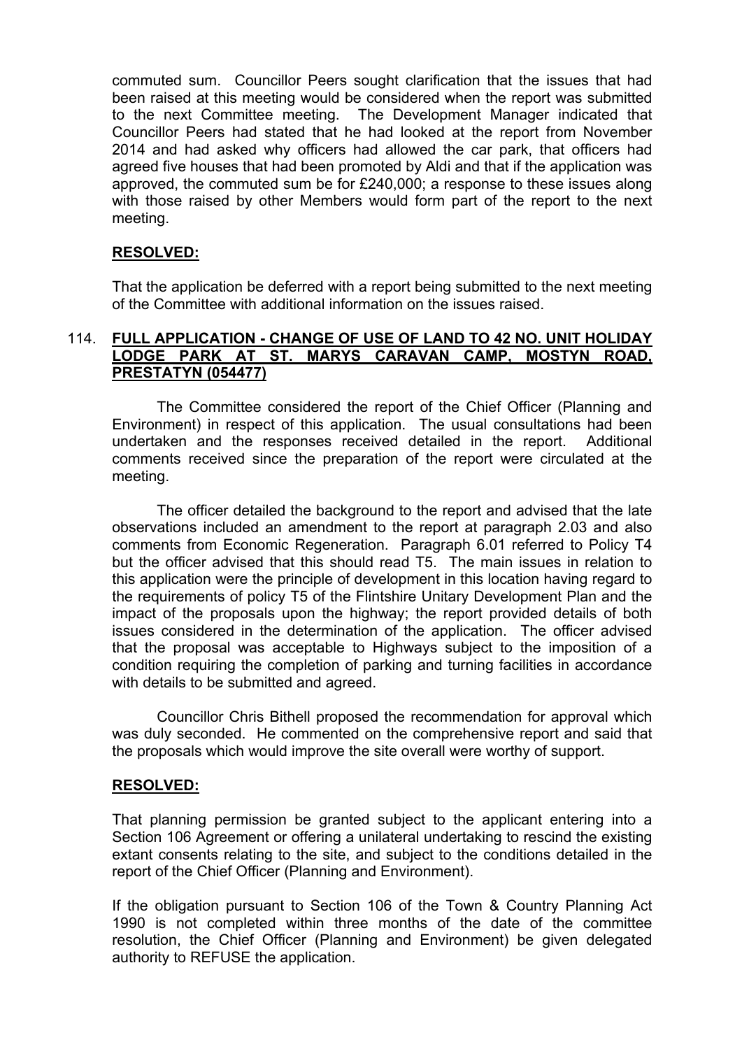commuted sum. Councillor Peers sought clarification that the issues that had been raised at this meeting would be considered when the report was submitted to the next Committee meeting. The Development Manager indicated that Councillor Peers had stated that he had looked at the report from November 2014 and had asked why officers had allowed the car park, that officers had agreed five houses that had been promoted by Aldi and that if the application was approved, the commuted sum be for £240,000; a response to these issues along with those raised by other Members would form part of the report to the next meeting.

**RESOLVED:**

That the application be deferred with a report being submitted to the next meeting of the Committee with additional information on the issues raised.

## 114. FULL APPLICATION - CHANGE OF USE OF LAND TO 42 NO. UNIT HOLIDAY LODGE PARK AT ST. MARYS CARAVAN CAMP, MOSTYN ROAD, PRESTATYN (054477)

The Committee considered the report of the Chief Officer (Planning and Environment) in respect of this application. The usual consultations had been undertaken and the responses received detailed in the report. Additional comments received since the preparation of the report were circulated at the meeting.

The officer detailed the background to the report and advised that the late observations included an amendment to the report at paragraph 2.03 and also comments from Economic Regeneration. Paragraph 6.01 referred to Policy T4 but the officer advised that this should read T5. The main issues in relation to this application were the principle of development in this location having regard to the requirements of policy T5 of the Flintshire Unitary Development Plan and the impact of the proposals upon the highway; the report provided details of both issues considered in the determination of the application. The officer advised that the proposal was acceptable to Highways subject to the imposition of a condition requiring the completion of parking and turning facilities in accordance with details to be submitted and agreed.

Councillor Chris Bithell proposed the recommendation for approval which was duly seconded. He commented on the comprehensive report and said that the proposals which would improve the site overall were worthy of support.

**RESOLVED:**

That planning permission be granted subject to the applicant entering into a Section 106 Agreement or offering a unilateral undertaking to rescind the existing extant consents relating to the site, and subject to the conditions detailed in the report of the Chief Officer (Planning and Environment).

If the obligation pursuant to Section 106 of the Town & Country Planning Act 1990 is not completed within three months of the date of the committee resolution, the Chief Officer (Planning and Environment) be given delegated authority to REFUSE the application.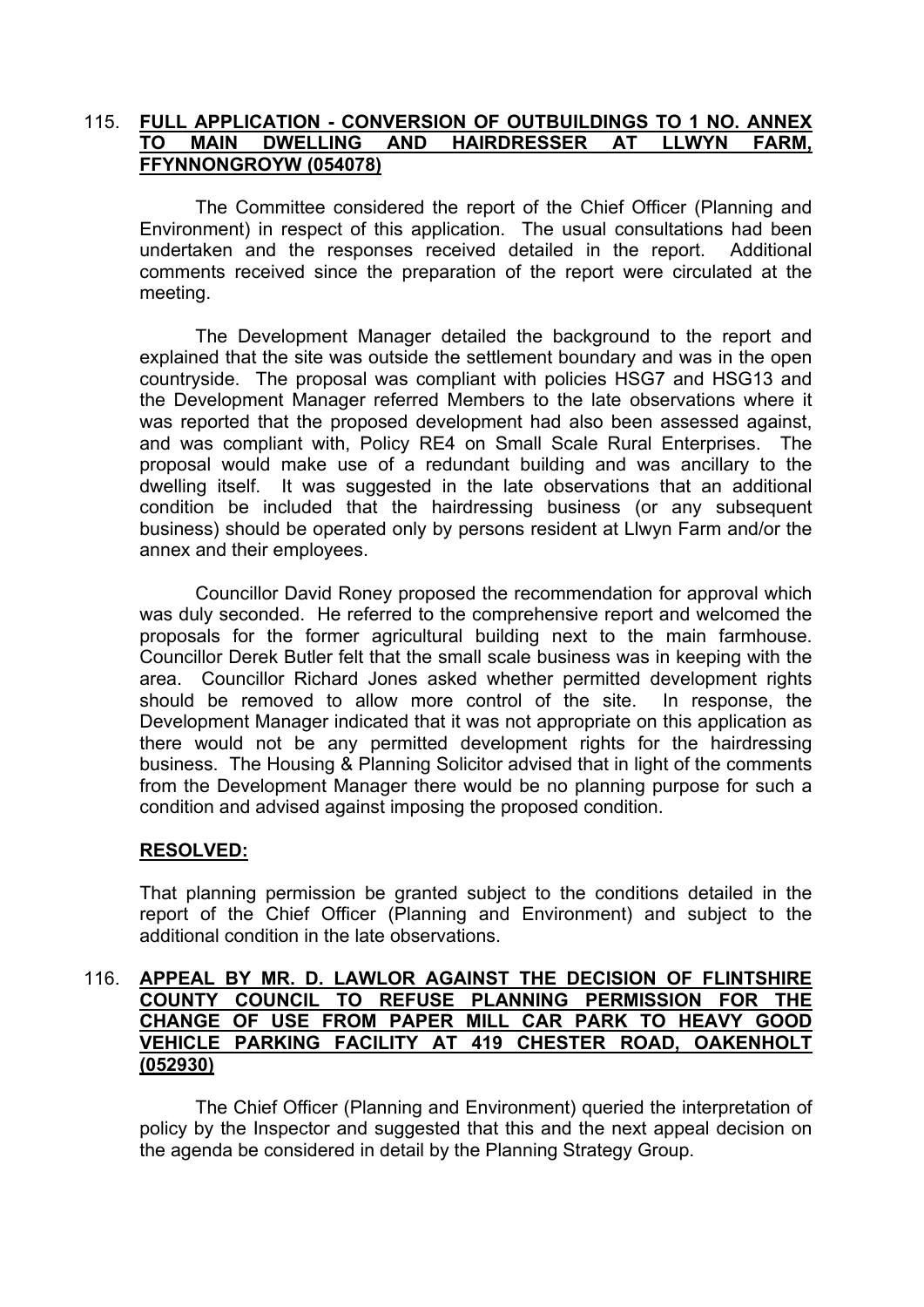115. **FULL APPLICATION - CONVERSION OF OUTBUILDINGS TO 1 NO. ANNEX TO MAIN DWELLING AND HAIRDRESSER AT LLWYN FARM, FFYNNONGROYW (054078)**

The Committee considered the report of the Chief Officer (Planning and Environment) in respect of this application. The usual consultations had been undertaken and the responses received detailed in the report. Additional comments received since the preparation of the report were circulated at the meeting.

The Development Manager detailed the background to the report and explained that the site was outside the settlement boundary and was in the open countryside. The proposal was compliant with policies HSG7 and HSG13 and the Development Manager referred Members to the late observations where it was reported that the proposed development had also been assessed against, and was compliant with, Policy RE4 on Small Scale Rural Enterprises. The proposal would make use of a redundant building and was ancillary to the dwelling itself. It was suggested in the late observations that an additional condition be included that the hairdressing business (or any subsequent business) should be operated only by persons resident at Llwyn Farm and/or the annex and their employees.

Councillor David Roney proposed the recommendation for approval which was duly seconded. He referred to the comprehensive report and welcomed the proposals for the former agricultural building next to the main farmhouse. Councillor Derek Butler felt that the small scale business was in keeping with the area. Councillor Richard Jones asked whether permitted development rights should be removed to allow more control of the site. In response, the Development Manager indicated that it was not appropriate on this application as there would not be any permitted development rights for the hairdressing business. The Housing & Planning Solicitor advised that in light of the comments from the Development Manager there would be no planning purpose for such a condition and advised against imposing the proposed condition.

**RESOLVED:**

That planning permission be granted subject to the conditions detailed in the report of the Chief Officer (Planning and Environment) and subject to the additional condition in the late observations.

116. **APPEAL BY MR. D. LAWLOR AGAINST THE DECISION OF FLINTSHIRE COUNTY COUNCIL TO REFUSE PLANNING PERMISSION FOR THE CHANGE OF USE FROM PAPER MILL CAR PARK TO HEAVY GOOD VEHICLE PARKING FACILITY AT 419 CHESTER ROAD, OAKENHOLT (052930)**

The Chief Officer (Planning and Environment) queried the interpretation of policy by the Inspector and suggested that this and the next appeal decision on the agenda be considered in detail by the Planning Strategy Group.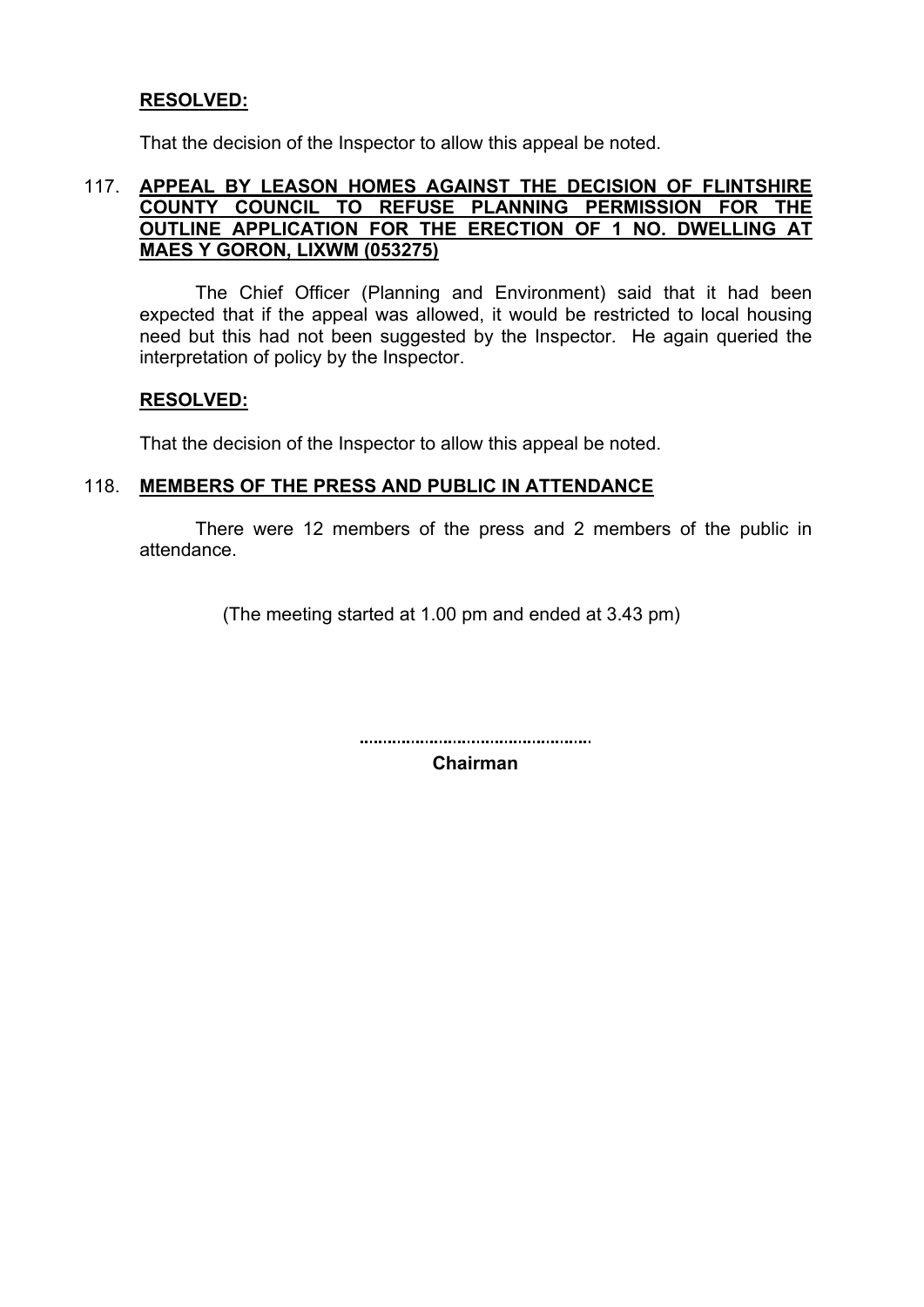**RESOLVED:**

That the decision of the Inspector to allow this appeal be noted.

117. **APPEAL BY LEASON HOMES AGAINST THE DECISION OF FLINTSHIRE COUNTY COUNCIL TO REFUSE PLANNING PERMISSION FOR THE OUTLINE APPLICATION FOR THE ERECTION OF 1 NO. DWELLING AT MAES Y GORON, LIXWM (053275)**

The Chief Officer (Planning and Environment) said that it had been expected that if the appeal was allowed, it would be restricted to local housing need but this had not been suggested by the Inspector. He again queried the interpretation of policy by the Inspector.

**RESOLVED:**

That the decision of the Inspector to allow this appeal be noted.

118. **MEMBERS OF THE PRESS AND PUBLIC IN ATTENDANCE**

There were 12 members of the press and 2 members of the public in attendance.

(The meeting started at 1.00 pm and ended at 3.43 pm)

………………………………………….

**Chairman**